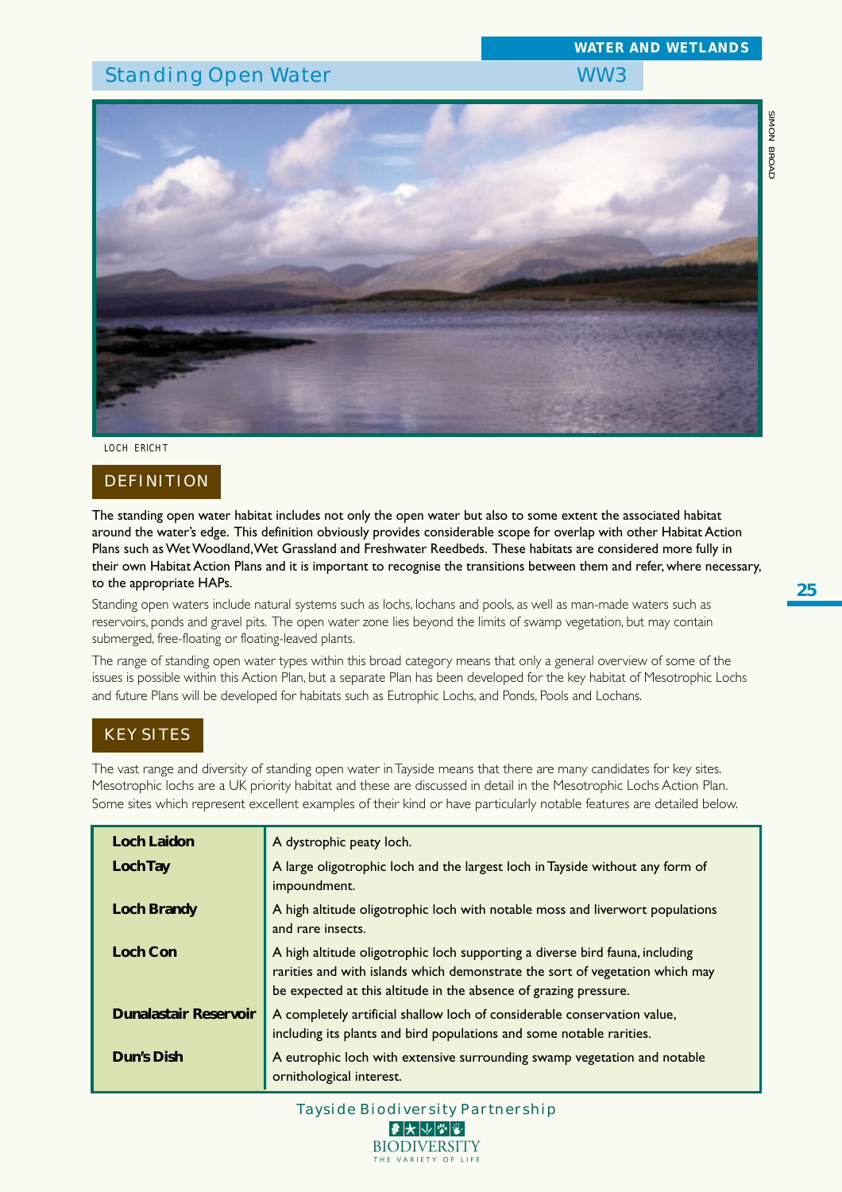WATER AND WETLANDS

# Standing Open Water WW3

LOCH ERICHT

## DEFINITION

**The standing open water habitat includes not only the open water but also to some extent the associated habitat around the water's edge. This definition obviously provides considerable scope for overlap with other Habitat Action Plans such as Wet Woodland, Wet Grassland and Freshwater Reedbeds. These habitats are considered more fully in their own Habitat Action Plans and it is important to recognise the transitions between them and refer, where necessary, to the appropriate HAPs.**

Standing open waters include natural systems such as lochs, lochans and pools, as well as man-made waters such as reservoirs, ponds and gravel pits. The open water zone lies beyond the limits of swamp vegetation, but may contain submerged, free-floating or floating-leaved plants.

The range of standing open water types within this broad category means that only a general overview of some of the issues is possible within this Action Plan, but a separate Plan has been developed for the key habitat of Mesotrophic Lochs and future Plans will be developed for habitats such as Eutrophic Lochs, and Ponds, Pools and Lochans.

## KEY SITES

The vast range and diversity of standing open water in Tayside means that there are many candidates for key sites. Mesotrophic lochs are a UK priority habitat and these are discussed in detail in the Mesotrophic Lochs Action Plan. Some sites which represent excellent examples of their kind or have particularly notable features are detailed below.

| | |
|---|---|
| **Loch Laidon** | A dystrophic peaty loch. |
| **Loch Tay** | A large oligotrophic loch and the largest loch in Tayside without any form of impoundment. |
| **Loch Brandy** | A high altitude oligotrophic loch with notable moss and liverwort populations and rare insects. |
| **Loch Con** | A high altitude oligotrophic loch supporting a diverse bird fauna, including rarities and with islands which demonstrate the sort of vegetation which may be expected at this altitude in the absence of grazing pressure. |
| **Dunalastair Reservoir** | A completely artificial shallow loch of considerable conservation value, including its plants and bird populations and some notable rarities. |
| **Dun's Dish** | A eutrophic loch with extensive surrounding swamp vegetation and notable ornithological interest. |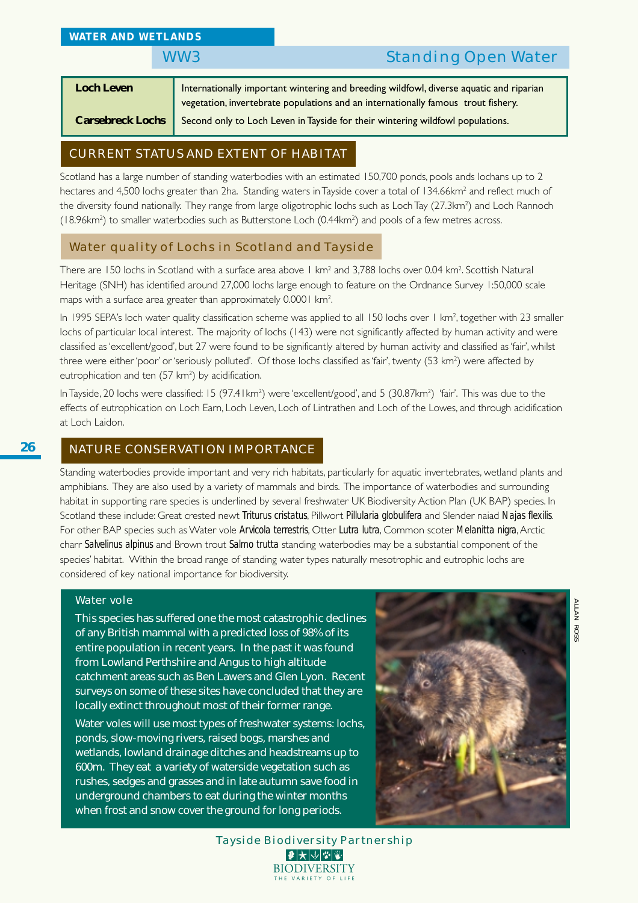WATER AND WETLANDS

# WW3 Standing Open Water

| | |
|---|---|
| **Loch Leven** | Internationally important wintering and breeding wildfowl, diverse aquatic and riparian vegetation, invertebrate populations and an internationally famous trout fishery. |
| **Carsebreck Lochs** | Second only to Loch Leven in Tayside for their wintering wildfowl populations. |

## CURRENT STATUS AND EXTENT OF HABITAT

Scotland has a large number of standing waterbodies with an estimated 150,700 ponds, pools ands lochans up to 2 hectares and 4,500 lochs greater than 2ha. Standing waters in Tayside cover a total of 134.66km$^2$ and reflect much of the diversity found nationally. They range from large oligotrophic lochs such as Loch Tay (27.3km$^2$) and Loch Rannoch (18.96km$^2$) to smaller waterbodies such as Butterstone Loch (0.44km$^2$) and pools of a few metres across.

### Water quality of Lochs in Scotland and Tayside

There are 150 lochs in Scotland with a surface area above 1 km$^2$ and 3,788 lochs over 0.04 km$^2$. Scottish Natural Heritage (SNH) has identified around 27,000 lochs large enough to feature on the Ordnance Survey 1:50,000 scale maps with a surface area greater than approximately 0.0001 km$^2$.

In 1995 SEPA's loch water quality classification scheme was applied to all 150 lochs over 1 km$^2$, together with 23 smaller lochs of particular local interest. The majority of lochs (143) were not significantly affected by human activity and were classified as 'excellent/good', but 27 were found to be significantly altered by human activity and classified as 'fair', whilst three were either 'poor' or 'seriously polluted'. Of those lochs classified as 'fair', twenty (53 km$^2$) were affected by eutrophication and ten (57 km$^2$) by acidification.

In Tayside, 20 lochs were classified: 15 (97.41km$^2$) were 'excellent/good', and 5 (30.87km$^2$) 'fair'. This was due to the effects of eutrophication on Loch Earn, Loch Leven, Loch of Lintrathen and Loch of the Lowes, and through acidification at Loch Laidon.

## NATURE CONSERVATION IMPORTANCE

Standing waterbodies provide important and very rich habitats, particularly for aquatic invertebrates, wetland plants and amphibians. They are also used by a variety of mammals and birds. The importance of waterbodies and surrounding habitat in supporting rare species is underlined by several freshwater UK Biodiversity Action Plan (UK BAP) species. In Scotland these include: Great crested newt *Triturus cristatus*, Pillwort *Pillularia globulifera* and Slender naiad *Najas flexilis*. For other BAP species such as Water vole *Arvicola terrestris*, Otter *Lutra lutra*, Common scoter *Melanitta nigra*, Arctic charr *Salvelinus alpinus* and Brown trout *Salmo trutta* standing waterbodies may be a substantial component of the species' habitat. Within the broad range of standing water types naturally mesotrophic and eutrophic lochs are considered of key national importance for biodiversity.

### Water vole

This species has suffered one the most catastrophic declines of any British mammal with a predicted loss of 98% of its entire population in recent years. In the past it was found from Lowland Perthshire and Angus to high altitude catchment areas such as Ben Lawers and Glen Lyon. Recent surveys on some of these sites have concluded that they are locally extinct throughout most of their former range.

Water voles will use most types of freshwater systems: lochs, ponds, slow-moving rivers, raised bogs, marshes and wetlands, lowland drainage ditches and headstreams up to 600m. They eat a variety of waterside vegetation such as rushes, sedges and grasses and in late autumn save food in underground chambers to eat during the winter months when frost and snow cover the ground for long periods.

ALLAN ROSS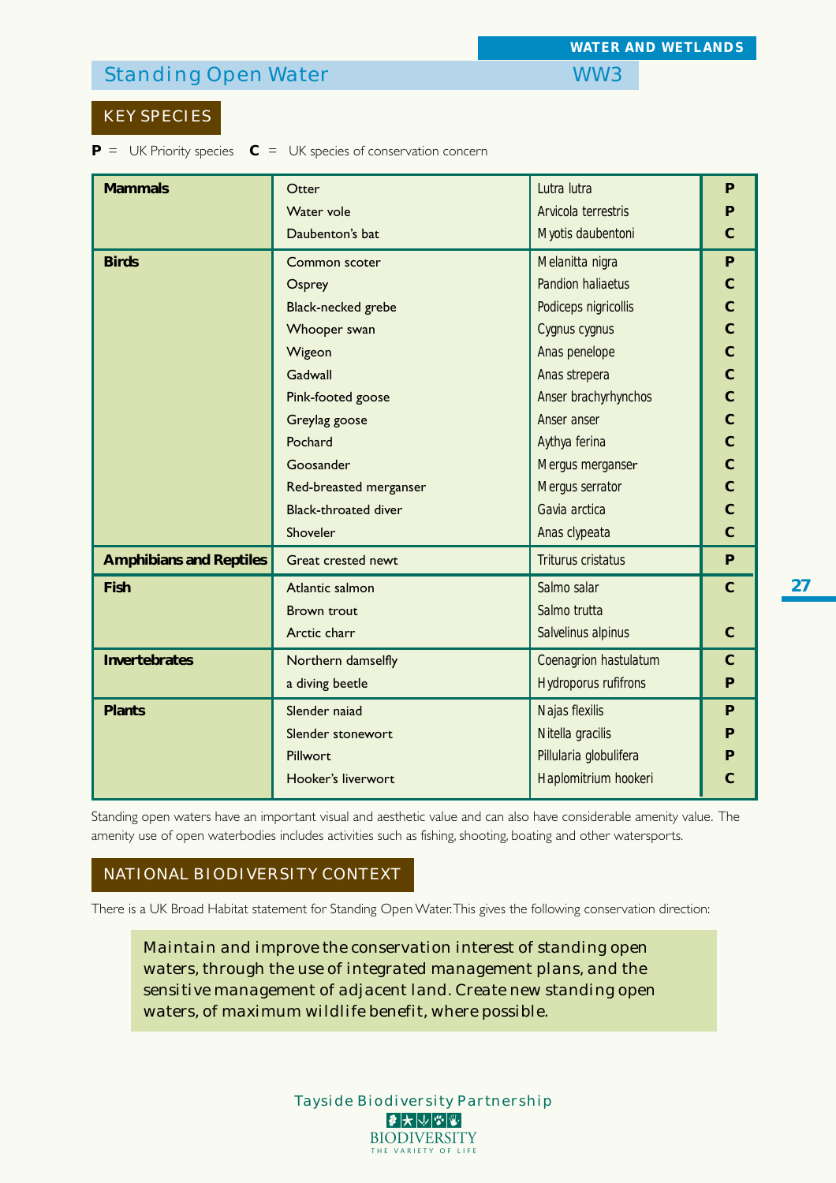WATER AND WETLANDS

## Standing Open Water WW3

### KEY SPECIES

**P** = UK Priority species **C** = UK species of conservation concern

| | | | |
|---|---|---|---|
| **Mammals** | Otter | Lutra lutra | **P** |
| | Water vole | Arvicola terrestris | **P** |
| | Daubenton's bat | Myotis daubentoni | **C** |
| **Birds** | Common scoter | Melanitta nigra | **P** |
| | Osprey | Pandion haliaetus | **C** |
| | Black-necked grebe | Podiceps nigricollis | **C** |
| | Whooper swan | Cygnus cygnus | **C** |
| | Wigeon | Anas penelope | **C** |
| | Gadwall | Anas strepera | **C** |
| | Pink-footed goose | Anser brachyrhynchos | **C** |
| | Greylag goose | Anser anser | **C** |
| | Pochard | Aythya ferina | **C** |
| | Goosander | Mergus merganser | **C** |
| | Red-breasted merganser | Mergus serrator | **C** |
| | Black-throated diver | Gavia arctica | **C** |
| | Shoveler | Anas clypeata | **C** |
| **Amphibians and Reptiles** | Great crested newt | Triturus cristatus | **P** |
| **Fish** | Atlantic salmon | Salmo salar | **C** |
| | Brown trout | Salmo trutta | |
| | Arctic charr | Salvelinus alpinus | **C** |
| **Invertebrates** | Northern damselfly | Coenagrion hastulatum | **C** |
| | a diving beetle | Hydroporus rufifrons | **P** |
| **Plants** | Slender naiad | Najas flexilis | **P** |
| | Slender stonewort | Nitella gracilis | **P** |
| | Pillwort | Pillularia globulifera | **P** |
| | Hooker's liverwort | Haplomitrium hookeri | **C** |

Standing open waters have an important visual and aesthetic value and can also have considerable amenity value. The amenity use of open waterbodies includes activities such as fishing, shooting, boating and other watersports.

### NATIONAL BIODIVERSITY CONTEXT

There is a UK Broad Habitat statement for Standing Open Water. This gives the following conservation direction:

> Maintain and improve the conservation interest of standing open waters, through the use of integrated management plans, and the sensitive management of adjacent land. Create new standing open waters, of maximum wildlife benefit, where possible.

Tayside Biodiversity Partnership

BIODIVERSITY
THE VARIETY OF LIFE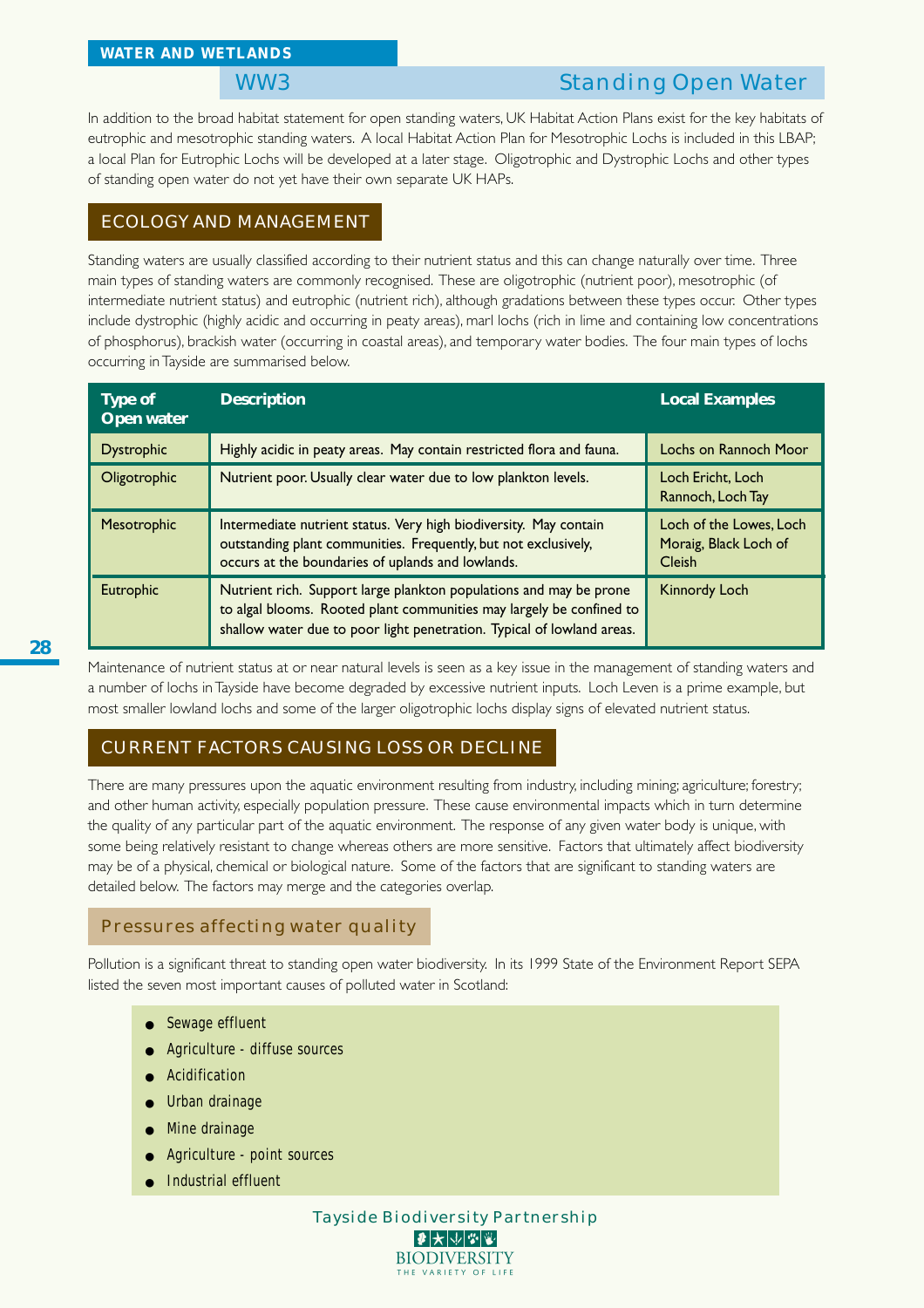WATER AND WETLANDS

# WW3 Standing Open Water

In addition to the broad habitat statement for open standing waters, UK Habitat Action Plans exist for the key habitats of eutrophic and mesotrophic standing waters. A local Habitat Action Plan for Mesotrophic Lochs is included in this LBAP; a local Plan for Eutrophic Lochs will be developed at a later stage. Oligotrophic and Dystrophic Lochs and other types of standing open water do not yet have their own separate UK HAPs.

## ECOLOGY AND MANAGEMENT

Standing waters are usually classified according to their nutrient status and this can change naturally over time. Three main types of standing waters are commonly recognised. These are oligotrophic (nutrient poor), mesotrophic (of intermediate nutrient status) and eutrophic (nutrient rich), although gradations between these types occur. Other types include dystrophic (highly acidic and occurring in peaty areas), marl lochs (rich in lime and containing low concentrations of phosphorus), brackish water (occurring in coastal areas), and temporary water bodies. The four main types of lochs occurring in Tayside are summarised below.

| Type of Open water | Description | Local Examples |
|---|---|---|
| Dystrophic | Highly acidic in peaty areas. May contain restricted flora and fauna. | Lochs on Rannoch Moor |
| Oligotrophic | Nutrient poor. Usually clear water due to low plankton levels. | Loch Ericht, Loch Rannoch, Loch Tay |
| Mesotrophic | Intermediate nutrient status. Very high biodiversity. May contain outstanding plant communities. Frequently, but not exclusively, occurs at the boundaries of uplands and lowlands. | Loch of the Lowes, Loch Moraig, Black Loch of Cleish |
| Eutrophic | Nutrient rich. Support large plankton populations and may be prone to algal blooms. Rooted plant communities may largely be confined to shallow water due to poor light penetration. Typical of lowland areas. | Kinnordy Loch |

Maintenance of nutrient status at or near natural levels is seen as a key issue in the management of standing waters and a number of lochs in Tayside have become degraded by excessive nutrient inputs. Loch Leven is a prime example, but most smaller lowland lochs and some of the larger oligotrophic lochs display signs of elevated nutrient status.

## CURRENT FACTORS CAUSING LOSS OR DECLINE

There are many pressures upon the aquatic environment resulting from industry, including mining; agriculture; forestry; and other human activity, especially population pressure. These cause environmental impacts which in turn determine the quality of any particular part of the aquatic environment. The response of any given water body is unique, with some being relatively resistant to change whereas others are more sensitive. Factors that ultimately affect biodiversity may be of a physical, chemical or biological nature. Some of the factors that are significant to standing waters are detailed below. The factors may merge and the categories overlap.

### Pressures affecting water quality

Pollution is a significant threat to standing open water biodiversity. In its 1999 State of the Environment Report SEPA listed the seven most important causes of polluted water in Scotland:

- Sewage effluent
- Agriculture - diffuse sources
- Acidification
- Urban drainage
- Mine drainage
- Agriculture - point sources
- Industrial effluent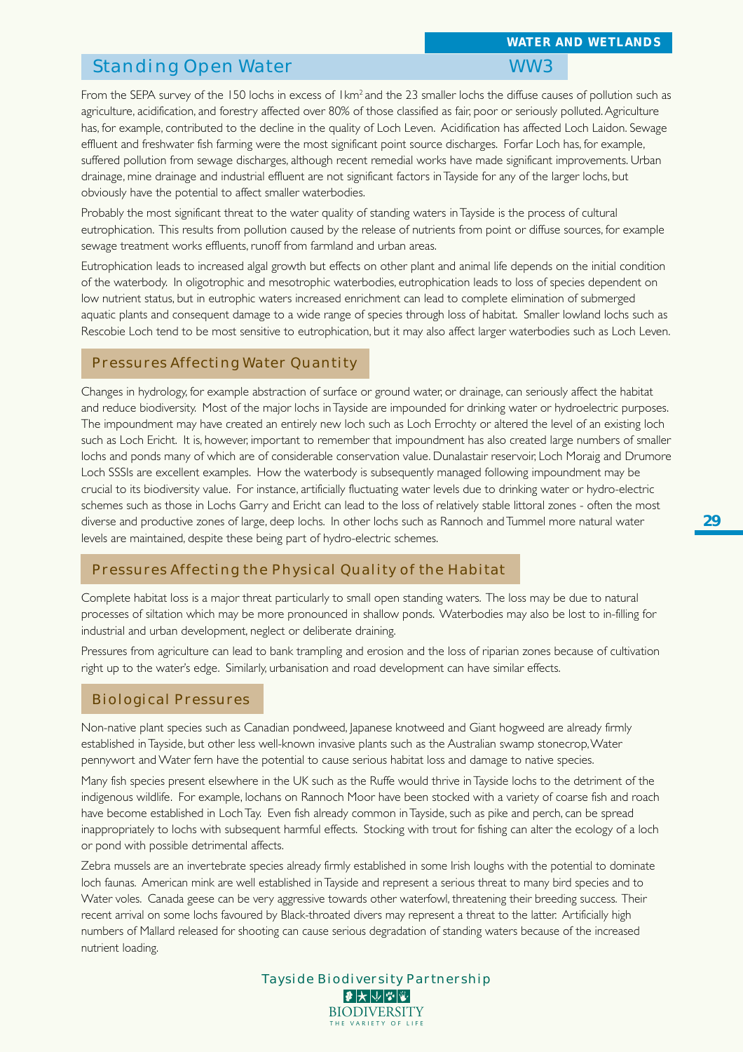## Standing Open Water WW3

From the SEPA survey of the 150 lochs in excess of 1km$^2$ and the 23 smaller lochs the diffuse causes of pollution such as agriculture, acidification, and forestry affected over 80% of those classified as fair, poor or seriously polluted. Agriculture has, for example, contributed to the decline in the quality of Loch Leven. Acidification has affected Loch Laidon. Sewage effluent and freshwater fish farming were the most significant point source discharges. Forfar Loch has, for example, suffered pollution from sewage discharges, although recent remedial works have made significant improvements. Urban drainage, mine drainage and industrial effluent are not significant factors in Tayside for any of the larger lochs, but obviously have the potential to affect smaller waterbodies.

Probably the most significant threat to the water quality of standing waters in Tayside is the process of cultural eutrophication. This results from pollution caused by the release of nutrients from point or diffuse sources, for example sewage treatment works effluents, runoff from farmland and urban areas.

Eutrophication leads to increased algal growth but effects on other plant and animal life depends on the initial condition of the waterbody. In oligotrophic and mesotrophic waterbodies, eutrophication leads to loss of species dependent on low nutrient status, but in eutrophic waters increased enrichment can lead to complete elimination of submerged aquatic plants and consequent damage to a wide range of species through loss of habitat. Smaller lowland lochs such as Rescobie Loch tend to be most sensitive to eutrophication, but it may also affect larger waterbodies such as Loch Leven.

### Pressures Affecting Water Quantity

Changes in hydrology, for example abstraction of surface or ground water, or drainage, can seriously affect the habitat and reduce biodiversity. Most of the major lochs in Tayside are impounded for drinking water or hydroelectric purposes. The impoundment may have created an entirely new loch such as Loch Errochty or altered the level of an existing loch such as Loch Ericht. It is, however, important to remember that impoundment has also created large numbers of smaller lochs and ponds many of which are of considerable conservation value. Dunalastair reservoir, Loch Moraig and Drumore Loch SSSIs are excellent examples. How the waterbody is subsequently managed following impoundment may be crucial to its biodiversity value. For instance, artificially fluctuating water levels due to drinking water or hydro-electric schemes such as those in Lochs Garry and Ericht can lead to the loss of relatively stable littoral zones - often the most diverse and productive zones of large, deep lochs. In other lochs such as Rannoch and Tummel more natural water levels are maintained, despite these being part of hydro-electric schemes.

### Pressures Affecting the Physical Quality of the Habitat

Complete habitat loss is a major threat particularly to small open standing waters. The loss may be due to natural processes of siltation which may be more pronounced in shallow ponds. Waterbodies may also be lost to in-filling for industrial and urban development, neglect or deliberate draining.

Pressures from agriculture can lead to bank trampling and erosion and the loss of riparian zones because of cultivation right up to the water's edge. Similarly, urbanisation and road development can have similar effects.

### Biological Pressures

Non-native plant species such as Canadian pondweed, Japanese knotweed and Giant hogweed are already firmly established in Tayside, but other less well-known invasive plants such as the Australian swamp stonecrop, Water pennywort and Water fern have the potential to cause serious habitat loss and damage to native species.

Many fish species present elsewhere in the UK such as the Ruffe would thrive in Tayside lochs to the detriment of the indigenous wildlife. For example, lochans on Rannoch Moor have been stocked with a variety of coarse fish and roach have become established in Loch Tay. Even fish already common in Tayside, such as pike and perch, can be spread inappropriately to lochs with subsequent harmful effects. Stocking with trout for fishing can alter the ecology of a loch or pond with possible detrimental affects.

Zebra mussels are an invertebrate species already firmly established in some Irish loughs with the potential to dominate loch faunas. American mink are well established in Tayside and represent a serious threat to many bird species and to Water voles. Canada geese can be very aggressive towards other waterfowl, threatening their breeding success. Their recent arrival on some lochs favoured by Black-throated divers may represent a threat to the latter. Artificially high numbers of Mallard released for shooting can cause serious degradation of standing waters because of the increased nutrient loading.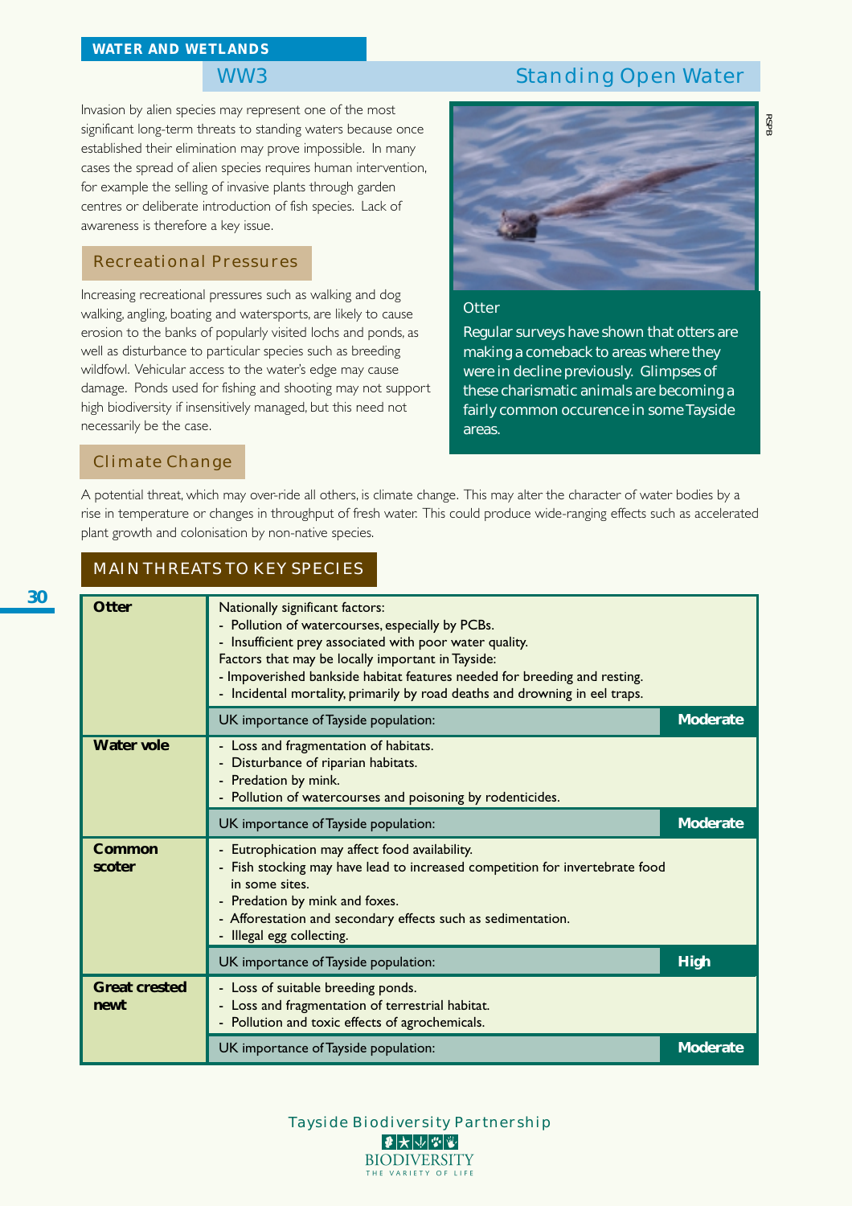## WW3 Standing Open Water

Invasion by alien species may represent one of the most significant long-term threats to standing waters because once established their elimination may prove impossible. In many cases the spread of alien species requires human intervention, for example the selling of invasive plants through garden centres or deliberate introduction of fish species. Lack of awareness is therefore a key issue.

### Recreational Pressures

Increasing recreational pressures such as walking and dog walking, angling, boating and watersports, are likely to cause erosion to the banks of popularly visited lochs and ponds, as well as disturbance to particular species such as breeding wildfowl. Vehicular access to the water's edge may cause damage. Ponds used for fishing and shooting may not support high biodiversity if insensitively managed, but this need not necessarily be the case.

Otter

Regular surveys have shown that otters are making a comeback to areas where they were in decline previously. Glimpses of these charismatic animals are becoming a fairly common occurence in some Tayside areas.

### Climate Change

A potential threat, which may over-ride all others, is climate change. This may alter the character of water bodies by a rise in temperature or changes in throughput of fresh water. This could produce wide-ranging effects such as accelerated plant growth and colonisation by non-native species.

### MAIN THREATS TO KEY SPECIES

| Species | Threats | |
|---|---|---|
| **Otter** | Nationally significant factors:<br>- Pollution of watercourses, especially by PCBs.<br>- Insufficient prey associated with poor water quality.<br>Factors that may be locally important in Tayside:<br>- Impoverished bankside habitat features needed for breeding and resting.<br>- Incidental mortality, primarily by road deaths and drowning in eel traps. | |
| | UK importance of Tayside population: | **Moderate** |
| **Water vole** | - Loss and fragmentation of habitats.<br>- Disturbance of riparian habitats.<br>- Predation by mink.<br>- Pollution of watercourses and poisoning by rodenticides. | |
| | UK importance of Tayside population: | **Moderate** |
| **Common scoter** | - Eutrophication may affect food availability.<br>- Fish stocking may have lead to increased competition for invertebrate food in some sites.<br>- Predation by mink and foxes.<br>- Afforestation and secondary effects such as sedimentation.<br>- Illegal egg collecting. | |
| | UK importance of Tayside population: | **High** |
| **Great crested newt** | - Loss of suitable breeding ponds.<br>- Loss and fragmentation of terrestrial habitat.<br>- Pollution and toxic effects of agrochemicals. | |
| | UK importance of Tayside population: | **Moderate** |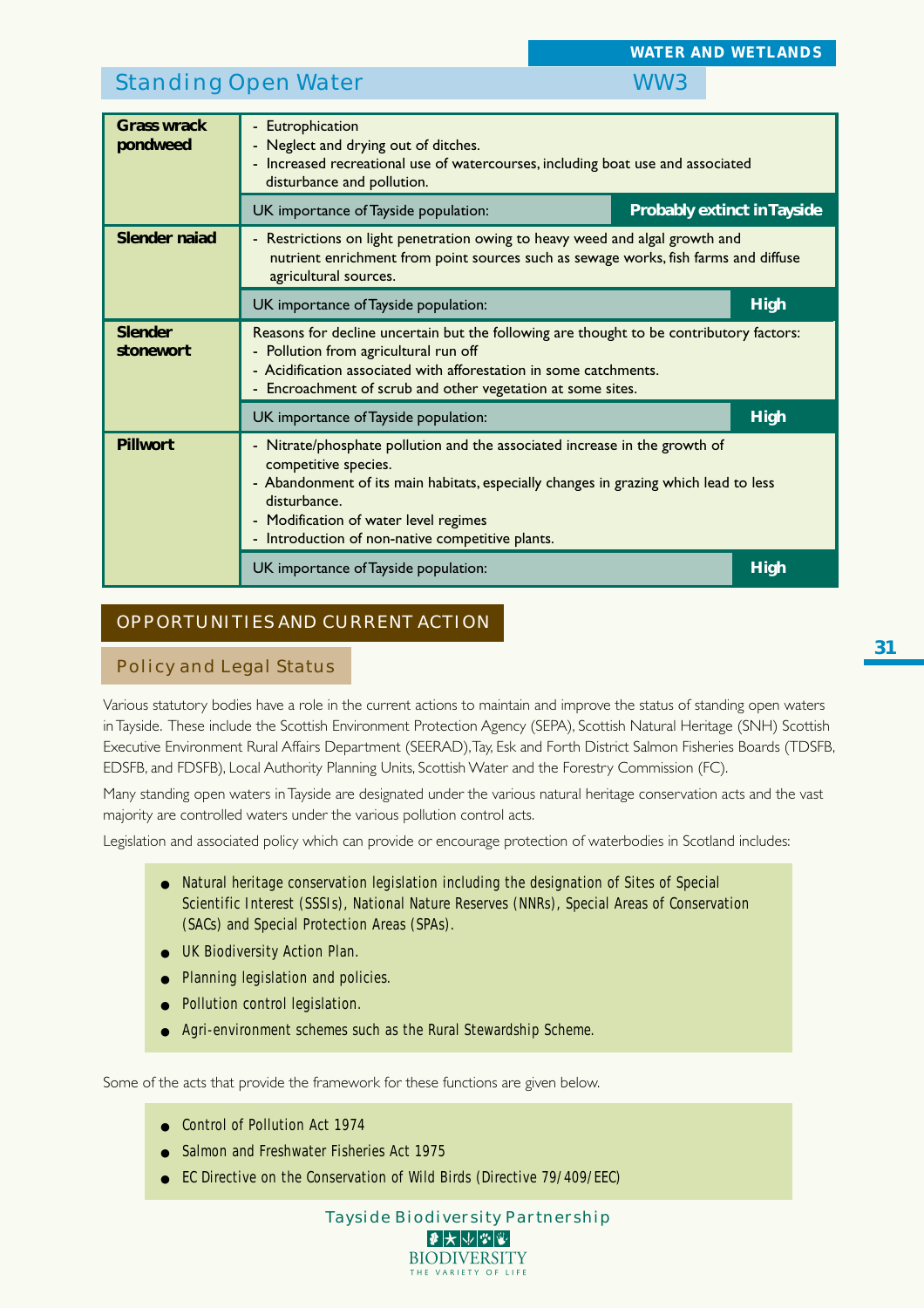## Standing Open Water WW3

| Species | Factors |
|---|---|
| **Grass wrack pondweed** | - Eutrophication<br>- Neglect and drying out of ditches.<br>- Increased recreational use of watercourses, including boat use and associated disturbance and pollution.<br><br>UK importance of Tayside population: **Probably extinct in Tayside** |
| **Slender naiad** | - Restrictions on light penetration owing to heavy weed and algal growth and nutrient enrichment from point sources such as sewage works, fish farms and diffuse agricultural sources.<br><br>UK importance of Tayside population: **High** |
| **Slender stonewort** | Reasons for decline uncertain but the following are thought to be contributory factors:<br>- Pollution from agricultural run off<br>- Acidification associated with afforestation in some catchments.<br>- Encroachment of scrub and other vegetation at some sites.<br><br>UK importance of Tayside population: **High** |
| **Pillwort** | - Nitrate/phosphate pollution and the associated increase in the growth of competitive species.<br>- Abandonment of its main habitats, especially changes in grazing which lead to less disturbance.<br>- Modification of water level regimes<br>- Introduction of non-native competitive plants.<br><br>UK importance of Tayside population: **High** |

## OPPORTUNITIES AND CURRENT ACTION

### Policy and Legal Status

Various statutory bodies have a role in the current actions to maintain and improve the status of standing open waters in Tayside. These include the Scottish Environment Protection Agency (SEPA), Scottish Natural Heritage (SNH) Scottish Executive Environment Rural Affairs Department (SEERAD), Tay, Esk and Forth District Salmon Fisheries Boards (TDSFB, EDSFB, and FDSFB), Local Authority Planning Units, Scottish Water and the Forestry Commission (FC).

Many standing open waters in Tayside are designated under the various natural heritage conservation acts and the vast majority are controlled waters under the various pollution control acts.

Legislation and associated policy which can provide or encourage protection of waterbodies in Scotland includes:

- Natural heritage conservation legislation including the designation of Sites of Special Scientific Interest (SSSIs), National Nature Reserves (NNRs), Special Areas of Conservation (SACs) and Special Protection Areas (SPAs).
- UK Biodiversity Action Plan.
- Planning legislation and policies.
- Pollution control legislation.
- Agri-environment schemes such as the Rural Stewardship Scheme.

Some of the acts that provide the framework for these functions are given below.

- Control of Pollution Act 1974
- Salmon and Freshwater Fisheries Act 1975
- EC Directive on the Conservation of Wild Birds (Directive 79/409/EEC)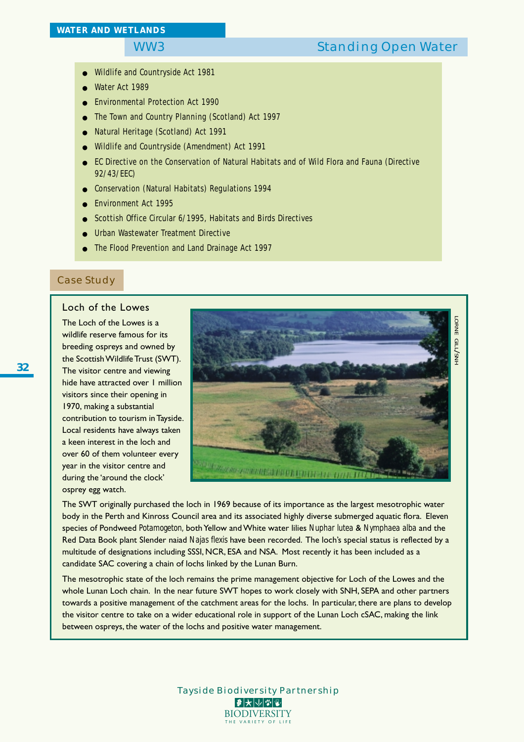## WATER AND WETLANDS

### WW3 Standing Open Water

- Wildlife and Countryside Act 1981
- Water Act 1989
- Environmental Protection Act 1990
- The Town and Country Planning (Scotland) Act 1997
- Natural Heritage (Scotland) Act 1991
- Wildlife and Countryside (Amendment) Act 1991
- EC Directive on the Conservation of Natural Habitats and of Wild Flora and Fauna (Directive 92/43/EEC)
- Conservation (Natural Habitats) Regulations 1994
- Environment Act 1995
- Scottish Office Circular 6/1995, Habitats and Birds Directives
- Urban Wastewater Treatment Directive
- The Flood Prevention and Land Drainage Act 1997

### Case Study

#### Loch of the Lowes

The Loch of the Lowes is a wildlife reserve famous for its breeding ospreys and owned by the Scottish Wildlife Trust (SWT). The visitor centre and viewing hide have attracted over 1 million visitors since their opening in 1970, making a substantial contribution to tourism in Tayside. Local residents have always taken a keen interest in the loch and over 60 of them volunteer every year in the visitor centre and during the 'around the clock' osprey egg watch.

LORNE GILL/SNH

The SWT originally purchased the loch in 1969 because of its importance as the largest mesotrophic water body in the Perth and Kinross Council area and its associated highly diverse submerged aquatic flora. Eleven species of Pondweed *Potamogeton*, both Yellow and White water lilies *Nuphar lutea* & *Nymphaea alba* and the Red Data Book plant Slender naiad *Najas flexis* have been recorded. The loch's special status is reflected by a multitude of designations including SSSI, NCR, ESA and NSA. Most recently it has been included as a candidate SAC covering a chain of lochs linked by the Lunan Burn.

The mesotrophic state of the loch remains the prime management objective for Loch of the Lowes and the whole Lunan Loch chain. In the near future SWT hopes to work closely with SNH, SEPA and other partners towards a positive management of the catchment areas for the lochs. In particular, there are plans to develop the visitor centre to take on a wider educational role in support of the Lunan Loch cSAC, making the link between ospreys, the water of the lochs and positive water management.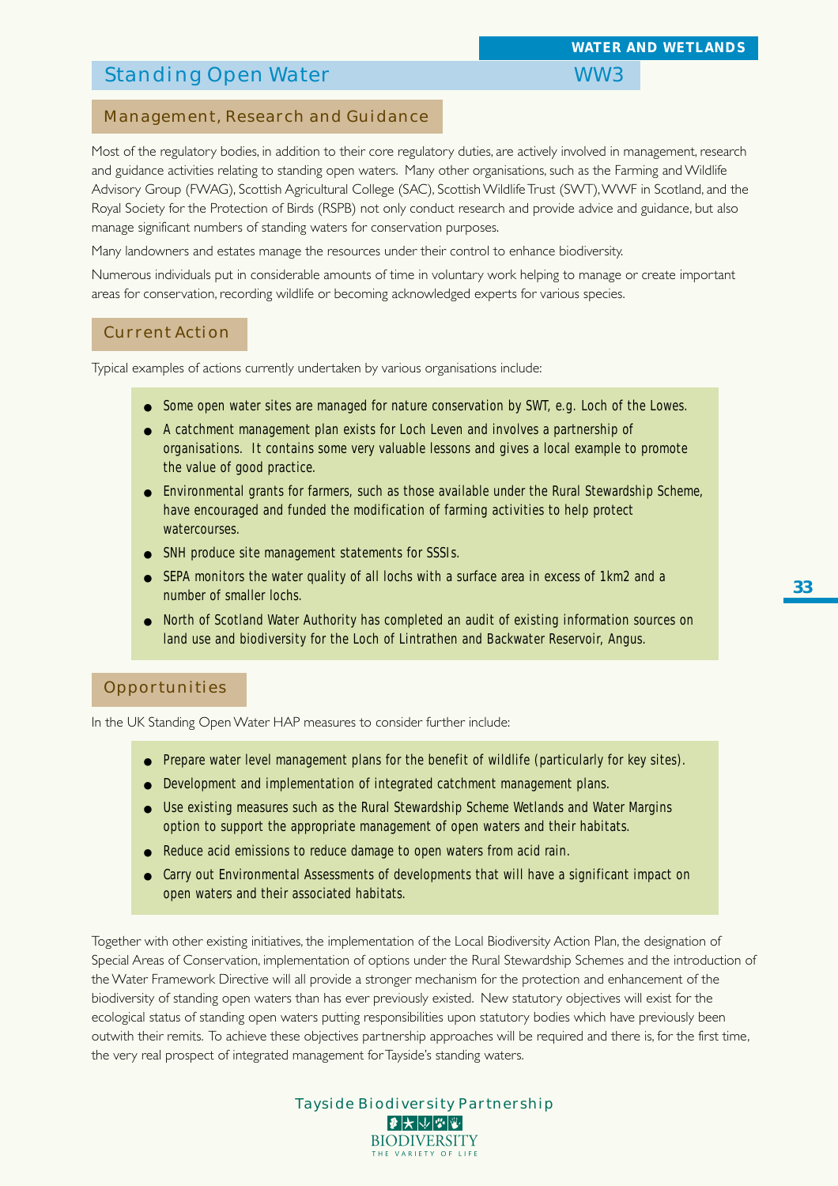# Standing Open Water WW3

## Management, Research and Guidance

Most of the regulatory bodies, in addition to their core regulatory duties, are actively involved in management, research and guidance activities relating to standing open waters. Many other organisations, such as the Farming and Wildlife Advisory Group (FWAG), Scottish Agricultural College (SAC), Scottish Wildlife Trust (SWT), WWF in Scotland, and the Royal Society for the Protection of Birds (RSPB) not only conduct research and provide advice and guidance, but also manage significant numbers of standing waters for conservation purposes.

Many landowners and estates manage the resources under their control to enhance biodiversity.

Numerous individuals put in considerable amounts of time in voluntary work helping to manage or create important areas for conservation, recording wildlife or becoming acknowledged experts for various species.

## Current Action

Typical examples of actions currently undertaken by various organisations include:

- Some open water sites are managed for nature conservation by SWT, e.g. Loch of the Lowes.
- A catchment management plan exists for Loch Leven and involves a partnership of organisations. It contains some very valuable lessons and gives a local example to promote the value of good practice.
- Environmental grants for farmers, such as those available under the Rural Stewardship Scheme, have encouraged and funded the modification of farming activities to help protect watercourses.
- SNH produce site management statements for SSSIs.
- SEPA monitors the water quality of all lochs with a surface area in excess of 1km2 and a number of smaller lochs.
- North of Scotland Water Authority has completed an audit of existing information sources on land use and biodiversity for the Loch of Lintrathen and Backwater Reservoir, Angus.

## Opportunities

In the UK Standing Open Water HAP measures to consider further include:

- Prepare water level management plans for the benefit of wildlife (particularly for key sites).
- Development and implementation of integrated catchment management plans.
- Use existing measures such as the Rural Stewardship Scheme Wetlands and Water Margins option to support the appropriate management of open waters and their habitats.
- Reduce acid emissions to reduce damage to open waters from acid rain.
- Carry out Environmental Assessments of developments that will have a significant impact on open waters and their associated habitats.

Together with other existing initiatives, the implementation of the Local Biodiversity Action Plan, the designation of Special Areas of Conservation, implementation of options under the Rural Stewardship Schemes and the introduction of the Water Framework Directive will all provide a stronger mechanism for the protection and enhancement of the biodiversity of standing open waters than has ever previously existed. New statutory objectives will exist for the ecological status of standing open waters putting responsibilities upon statutory bodies which have previously been outwith their remits. To achieve these objectives partnership approaches will be required and there is, for the first time, the very real prospect of integrated management for Tayside's standing waters.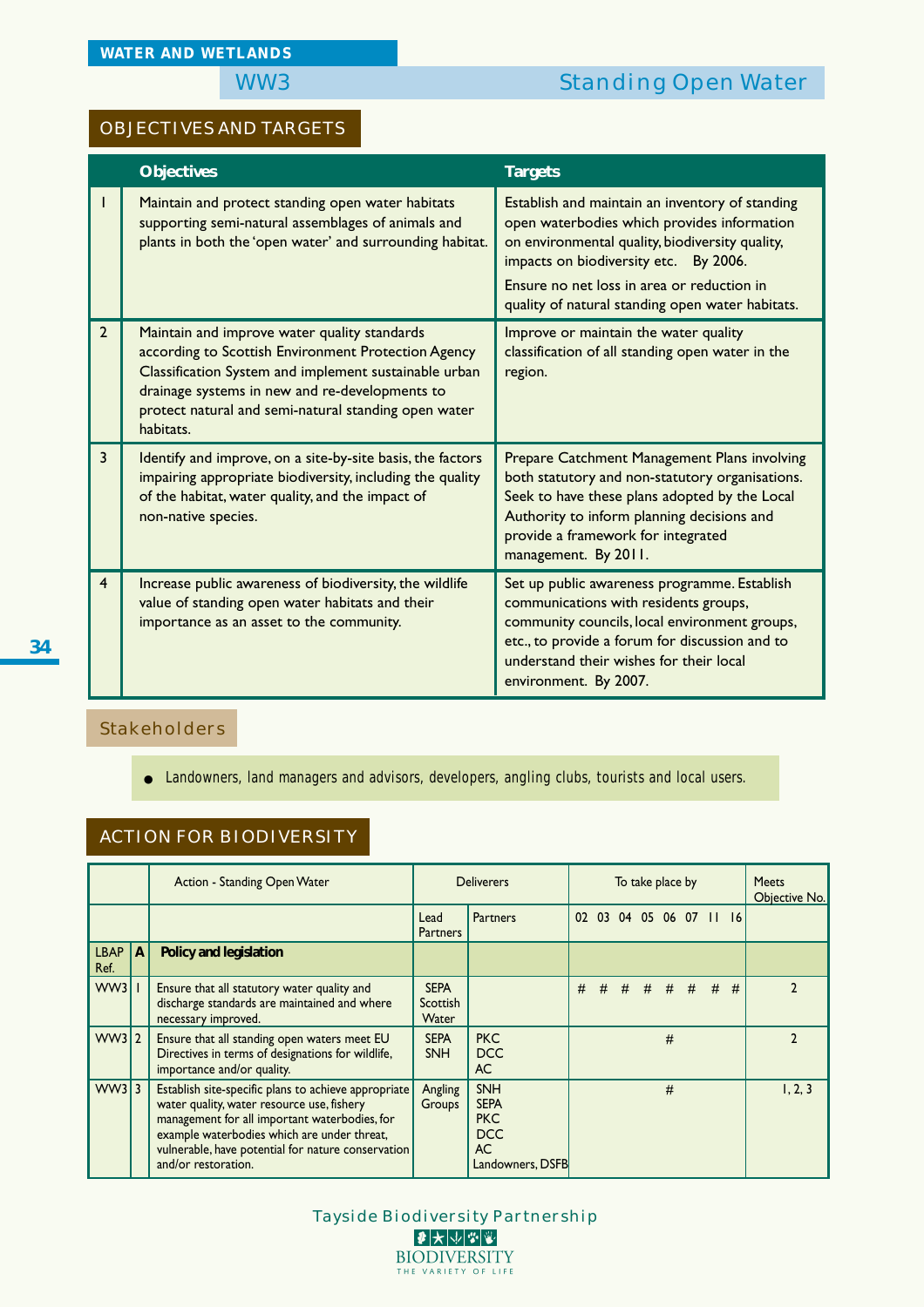## WATER AND WETLANDS

# WW3 Standing Open Water

## OBJECTIVES AND TARGETS

| | Objectives | Targets |
|---|---|---|
| 1 | Maintain and protect standing open water habitats supporting semi-natural assemblages of animals and plants in both the 'open water' and surrounding habitat. | Establish and maintain an inventory of standing open waterbodies which provides information on environmental quality, biodiversity quality, impacts on biodiversity etc. By 2006. Ensure no net loss in area or reduction in quality of natural standing open water habitats. |
| 2 | Maintain and improve water quality standards according to Scottish Environment Protection Agency Classification System and implement sustainable urban drainage systems in new and re-developments to protect natural and semi-natural standing open water habitats. | Improve or maintain the water quality classification of all standing open water in the region. |
| 3 | Identify and improve, on a site-by-site basis, the factors impairing appropriate biodiversity, including the quality of the habitat, water quality, and the impact of non-native species. | Prepare Catchment Management Plans involving both statutory and non-statutory organisations. Seek to have these plans adopted by the Local Authority to inform planning decisions and provide a framework for integrated management. By 2011. |
| 4 | Increase public awareness of biodiversity, the wildlife value of standing open water habitats and their importance as an asset to the community. | Set up public awareness programme. Establish communications with residents groups, community councils, local environment groups, etc., to provide a forum for discussion and to understand their wishes for their local environment. By 2007. |

## Stakeholders

- Landowners, land managers and advisors, developers, angling clubs, tourists and local users.

## ACTION FOR BIODIVERSITY

| | | Action - Standing Open Water | Deliverers | | To take place by | | | | | | | | Meets Objective No. |
|---|---|---|---|---|---|---|---|---|---|---|---|---|---|
| | | | Lead Partners | Partners | 02 | 03 | 04 | 05 | 06 | 07 | 11 | 16 | |
| LBAP Ref. | A | **Policy and legislation** | | | | | | | | | | | |
| WW3 | 1 | Ensure that all statutory water quality and discharge standards are maintained and where necessary improved. | SEPA Scottish Water | | # | # | # | # | # | # | # | # | 2 |
| WW3 | 2 | Ensure that all standing open waters meet EU Directives in terms of designations for wildlife, importance and/or quality. | SEPA SNH | PKC DCC AC | | | | | # | | | | 2 |
| WW3 | 3 | Establish site-specific plans to achieve appropriate water quality, water resource use, fishery management for all important waterbodies, for example waterbodies which are under threat, vulnerable, have potential for nature conservation and/or restoration. | Angling Groups | SNH SEPA PKC DCC AC Landowners, DSFB | | | | | # | | | | 1, 2, 3 |

Tayside Biodiversity Partnership

BIODIVERSITY
THE VARIETY OF LIFE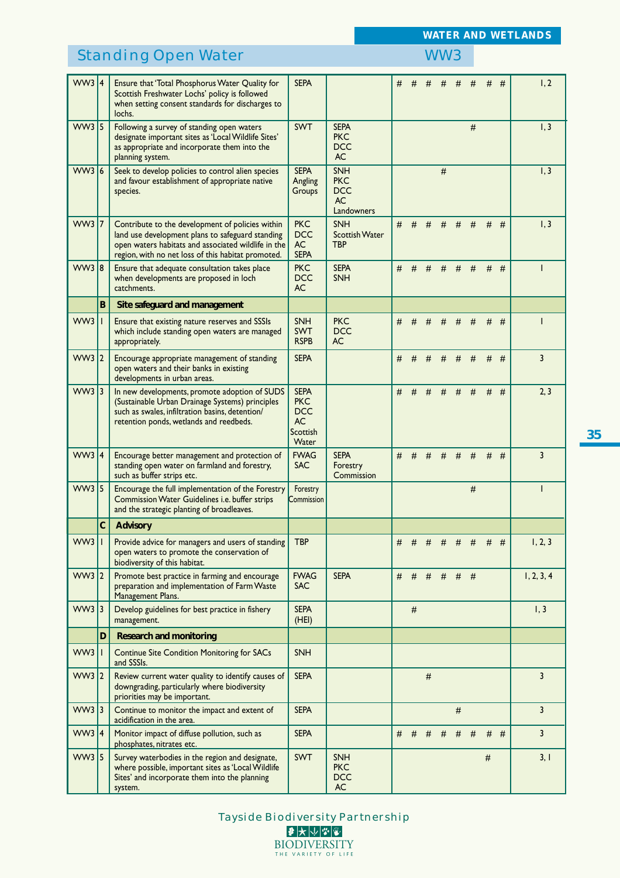## Standing Open Water — WW3

| | | | | | | | | | | | | | |
|---|---|---|---|---|---|---|---|---|---|---|---|---|---|
| WW3 | 4 | Ensure that 'Total Phosphorus Water Quality for Scottish Freshwater Lochs' policy is followed when setting consent standards for discharges to lochs. | SEPA | | # | # | # | # | # | # | # | # | 1, 2 |
| WW3 | 5 | Following a survey of standing open waters designate important sites as 'Local Wildlife Sites' as appropriate and incorporate them into the planning system. | SWT | SEPA PKC DCC AC | | | | | | # | | | 1, 3 |
| WW3 | 6 | Seek to develop policies to control alien species and favour establishment of appropriate native species. | SEPA Angling Groups | SNH PKC DCC AC Landowners | | | | # | | | | | 1, 3 |
| WW3 | 7 | Contribute to the development of policies within land use development plans to safeguard standing open waters habitats and associated wildlife in the region, with no net loss of this habitat promoted. | PKC DCC AC SEPA | SNH Scottish Water TBP | # | # | # | # | # | # | # | # | 1, 3 |
| WW3 | 8 | Ensure that adequate consultation takes place when developments are proposed in loch catchments. | PKC DCC AC | SEPA SNH | # | # | # | # | # | # | # | # | 1 |
| | **B** | **Site safeguard and management** | | | | | | | | | | | |
| WW3 | 1 | Ensure that existing nature reserves and SSSIs which include standing open waters are managed appropriately. | SNH SWT RSPB | PKC DCC AC | # | # | # | # | # | # | # | # | 1 |
| WW3 | 2 | Encourage appropriate management of standing open waters and their banks in existing developments in urban areas. | SEPA | | # | # | # | # | # | # | # | # | 3 |
| WW3 | 3 | In new developments, promote adoption of SUDS (Sustainable Urban Drainage Systems) principles such as swales, infiltration basins, detention/ retention ponds, wetlands and reedbeds. | SEPA PKC DCC AC Scottish Water | | # | # | # | # | # | # | # | # | 2, 3 |
| WW3 | 4 | Encourage better management and protection of standing open water on farmland and forestry, such as buffer strips etc. | FWAG SAC | SEPA Forestry Commission | # | # | # | # | # | # | # | # | 3 |
| WW3 | 5 | Encourage the full implementation of the Forestry Commission Water Guidelines i.e. buffer strips and the strategic planting of broadleaves. | Forestry Commission | | | | | | | # | | | 1 |
| | **C** | **Advisory** | | | | | | | | | | | |
| WW3 | 1 | Provide advice for managers and users of standing open waters to promote the conservation of biodiversity of this habitat. | TBP | | # | # | # | # | # | # | # | # | 1, 2, 3 |
| WW3 | 2 | Promote best practice in farming and encourage preparation and implementation of Farm Waste Management Plans. | FWAG SAC | SEPA | # | # | # | # | # | # | | | 1, 2, 3, 4 |
| WW3 | 3 | Develop guidelines for best practice in fishery management. | SEPA (HEI) | | | # | | | | | | | 1, 3 |
| | **D** | **Research and monitoring** | | | | | | | | | | | |
| WW3 | 1 | Continue Site Condition Monitoring for SACs and SSSIs. | SNH | | | | | | | | | | |
| WW3 | 2 | Review current water quality to identify causes of downgrading, particularly where biodiversity priorities may be important. | SEPA | | | | # | | | | | | 3 |
| WW3 | 3 | Continue to monitor the impact and extent of acidification in the area. | SEPA | | | | | | # | | | | 3 |
| WW3 | 4 | Monitor impact of diffuse pollution, such as phosphates, nitrates etc. | SEPA | | # | # | # | # | # | # | # | # | 3 |
| WW3 | 5 | Survey waterbodies in the region and designate, where possible, important sites as 'Local Wildlife Sites' and incorporate them into the planning system. | SWT | SNH PKC DCC AC | | | | | | | # | | 3, 1 |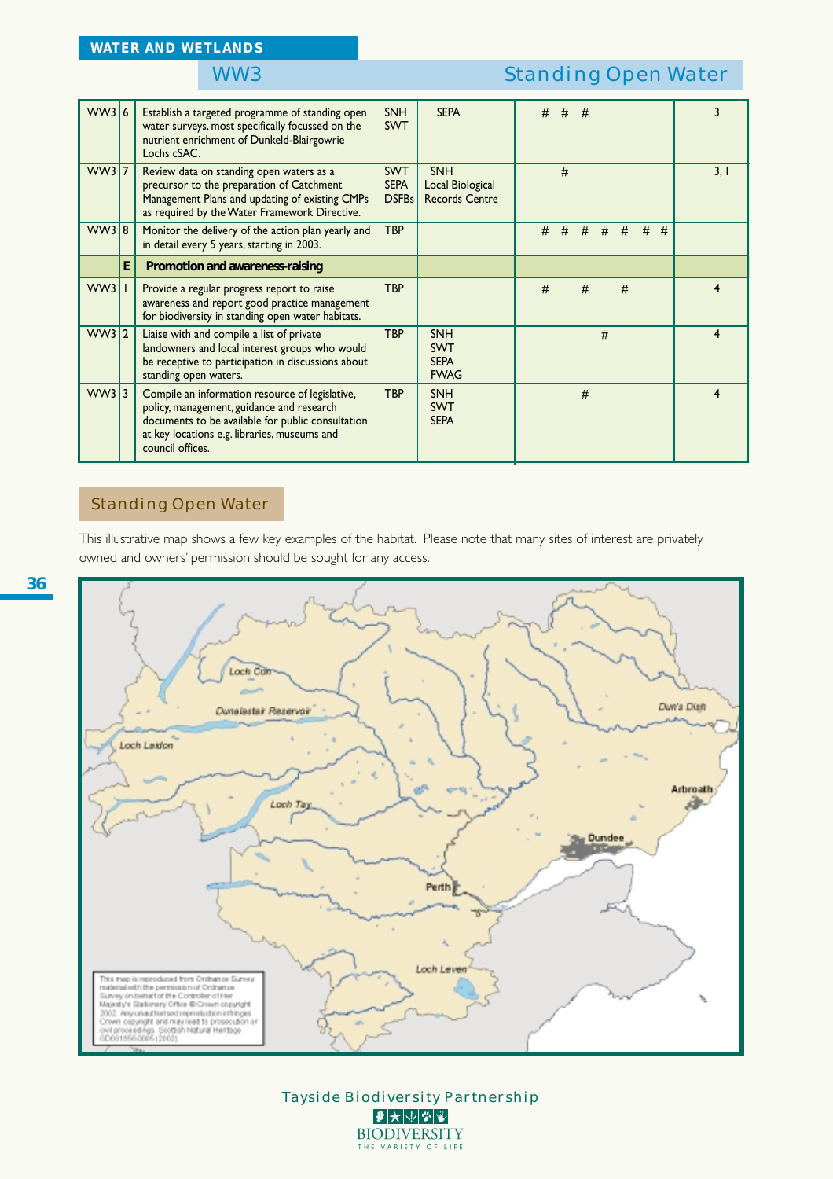## WATER AND WETLANDS

## WW3 Standing Open Water

| | | | | | | |
|---|---|---|---|---|---|---|
| WW3 | 6 | Establish a targeted programme of standing open water surveys, most specifically focussed on the nutrient enrichment of Dunkeld-Blairgowrie Lochs cSAC. | SNH SWT | SEPA | # # # | 3 |
| WW3 | 7 | Review data on standing open waters as a precursor to the preparation of Catchment Management Plans and updating of existing CMPs as required by the Water Framework Directive. | SWT SEPA DSFBs | SNH Local Biological Records Centre | # | 3, 1 |
| WW3 | 8 | Monitor the delivery of the action plan yearly and in detail every 5 years, starting in 2003. | TBP | | # # # # # # # | |
| | E | **Promotion and awareness-raising** | | | | |
| WW3 | 1 | Provide a regular progress report to raise awareness and report good practice management for biodiversity in standing open water habitats. | TBP | | # # # | 4 |
| WW3 | 2 | Liaise with and compile a list of private landowners and local interest groups who would be receptive to participation in discussions about standing open waters. | TBP | SNH SWT SEPA FWAG | # | 4 |
| WW3 | 3 | Compile an information resource of legislative, policy, management, guidance and research documents to be available for public consultation at key locations e.g. libraries, museums and council offices. | TBP | SNH SWT SEPA | # | 4 |

### Standing Open Water

This illustrative map shows a few key examples of the habitat. Please note that many sites of interest are privately owned and owners' permission should be sought for any access.

Loch Con
Dunalastair Reservoir
Loch Laidon
Loch Tay
Dun's Dish
Arbroath
Dundee
Perth
Loch Leven

This map is reproduced from Ordnance Survey material with the permission of Ordnance Survey on behalf of the Controller of Her Majesty's Stationery Office © Crown copyright 2002. Any unauthorised reproduction infringes Crown copyright and may lead to prosecution or civil proceedings. Scottish Natural Heritage GD03135G0005 (2002).

Tayside Biodiversity Partnership
BIODIVERSITY
THE VARIETY OF LIFE